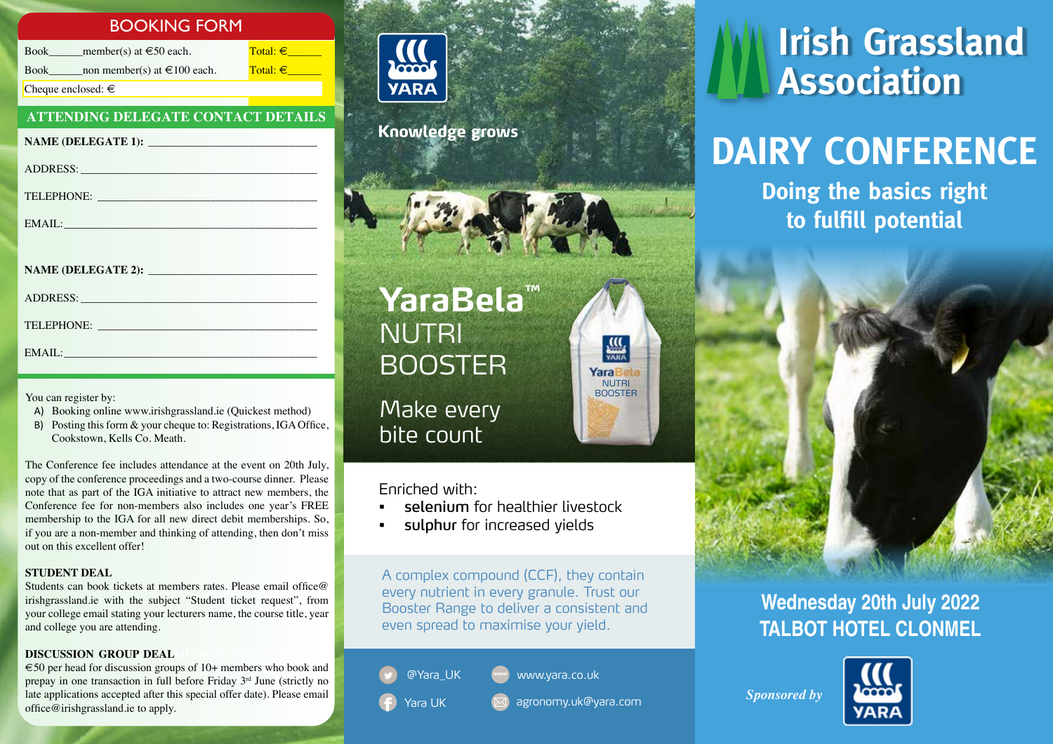## BOOKING FORM

Book______member(s) at €50 each. Total: €______

Book______non member(s) at €100 each. Total: €______

Cheque enclosed: €

### ATTENDING DELEGATE CONTACT DETAILS

**NAME (DELEGATE 1):** ____________________________

ADDRESS: ________________________________________

TELEPHONE: ______________________________________

EMAIL: __________________________________________

**NAME (DELEGATE 2):** ____________________________

ADDRESS: ________________________________________

TELEPHONE: ______________________________________

EMAIL: __________________________________________

You can register by:

A) Booking online www.irishgrassland.ie (Quickest method)
B) Posting this form & your cheque to: Registrations, IGA Office, Cookstown, Kells Co. Meath.

The Conference fee includes attendance at the event on 20th July, copy of the conference proceedings and a two-course dinner. Please note that as part of the IGA initiative to attract new members, the Conference fee for non-members also includes one year's FREE membership to the IGA for all new direct debit memberships. So, if you are a non-member and thinking of attending, then don't miss out on this excellent offer!

**STUDENT DEAL**

Students can book tickets at members rates. Please email office@irishgrassland.ie with the subject "Student ticket request", from your college email stating your lecturers name, the course title, year and college you are attending.

**DISCUSSION GROUP DEAL**

€50 per head for discussion groups of 10+ members who book and prepay in one transaction in full before Friday 3rd June (strictly no late applications accepted after this special offer date). Please email office@irishgrassland.ie to apply.

YARA

Knowledge grows

## YaraBela™ NUTRI BOOSTER

Make every bite count

Enriched with:

- **selenium** for healthier livestock
- **sulphur** for increased yields

A complex compound (CCF), they contain every nutrient in every granule. Trust our Booster Range to deliver a consistent and even spread to maximise your yield.

@Yara_UK

www.yara.co.uk

Yara UK

agronomy.uk@yara.com

# Irish Grassland Association

# DAIRY CONFERENCE

## Doing the basics right to fulfill potential

**Wednesday 20th July 2022**
**TALBOT HOTEL CLONMEL**

*Sponsored by* YARA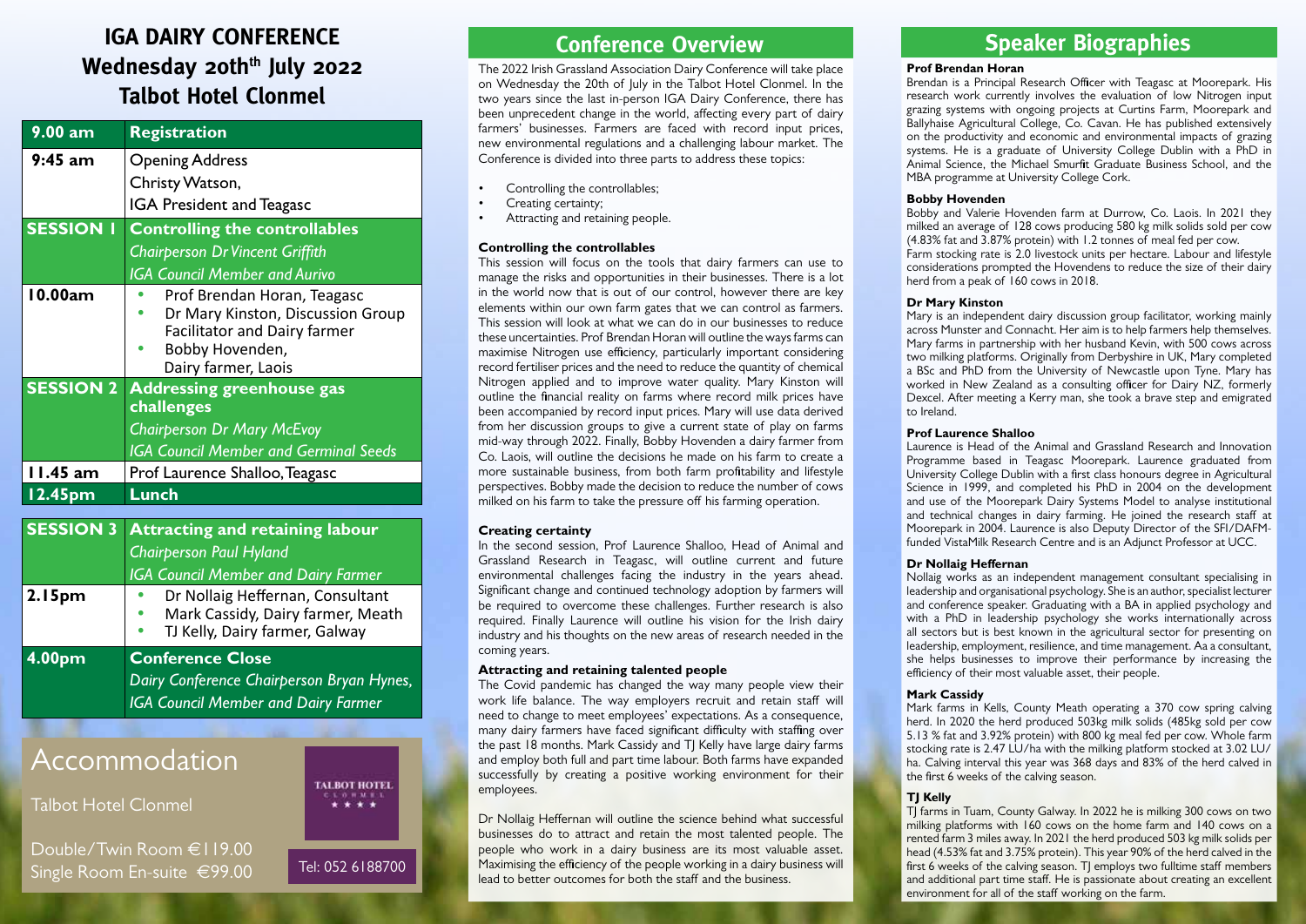# IGA DAIRY CONFERENCE
## Wednesday 20th July 2022
## Talbot Hotel Clonmel

| 9.00 am | Registration |
|---|---|
| 9:45 am | Opening Address<br>Christy Watson,<br>IGA President and Teagasc |
| SESSION 1 | **Controlling the controllables**<br>*Chairperson Dr Vincent Griffith*<br>*IGA Council Member and Aurivo* |
| 10.00am | • Prof Brendan Horan, Teagasc<br>• Dr Mary Kinston, Discussion Group Facilitator and Dairy farmer<br>• Bobby Hovenden, Dairy farmer, Laois |
| SESSION 2 | **Addressing greenhouse gas challenges**<br>*Chairperson Dr Mary McEvoy*<br>*IGA Council Member and Germinal Seeds* |
| 11.45 am | Prof Laurence Shalloo, Teagasc |
| 12.45pm | Lunch |

| SESSION 3 | Attracting and retaining labour |
|---|---|
| | *Chairperson Paul Hyland*<br>*IGA Council Member and Dairy Farmer* |
| 2.15pm | • Dr Nollaig Heffernan, Consultant<br>• Mark Cassidy, Dairy farmer, Meath<br>• TJ Kelly, Dairy farmer, Galway |
| 4.00pm | **Conference Close**<br>*Dairy Conference Chairperson Bryan Hynes,*<br>*IGA Council Member and Dairy Farmer* |

## Accommodation

Talbot Hotel Clonmel

Double/Twin Room €119.00
Single Room En-suite €99.00

TALBOT HOTEL CLONMEL

Tel: 052 6188700

## Conference Overview

The 2022 Irish Grassland Association Dairy Conference will take place on Wednesday the 20th of July in the Talbot Hotel Clonmel. In the two years since the last in-person IGA Dairy Conference, there has been unprecedent change in the world, affecting every part of dairy farmers' businesses. Farmers are faced with record input prices, new environmental regulations and a challenging labour market. The Conference is divided into three parts to address these topics:

- Controlling the controllables;
- Creating certainty;
- Attracting and retaining people.

### Controlling the controllables

This session will focus on the tools that dairy farmers can use to manage the risks and opportunities in their businesses. There is a lot in the world now that is out of our control, however there are key elements within our own farm gates that we can control as farmers. This session will look at what we can do in our businesses to reduce these uncertainties. Prof Brendan Horan will outline the ways farms can maximise Nitrogen use efficiency, particularly important considering record fertiliser prices and the need to reduce the quantity of chemical Nitrogen applied and to improve water quality. Mary Kinston will outline the financial reality on farms where record milk prices have been accompanied by record input prices. Mary will use data derived from her discussion groups to give a current state of play on farms mid-way through 2022. Finally, Bobby Hovenden a dairy farmer from Co. Laois, will outline the decisions he made on his farm to create a more sustainable business, from both farm profitability and lifestyle perspectives. Bobby made the decision to reduce the number of cows milked on his farm to take the pressure off his farming operation.

### Creating certainty

In the second session, Prof Laurence Shalloo, Head of Animal and Grassland Research in Teagasc, will outline current and future environmental challenges facing the industry in the years ahead. Significant change and continued technology adoption by farmers will be required to overcome these challenges. Further research is also required. Finally Laurence will outline his vision for the Irish dairy industry and his thoughts on the new areas of research needed in the coming years.

### Attracting and retaining talented people

The Covid pandemic has changed the way many people view their work life balance. The way employers recruit and retain staff will need to change to meet employees' expectations. As a consequence, many dairy farmers have faced significant difficulty with staffing over the past 18 months. Mark Cassidy and TJ Kelly have large dairy farms and employ both full and part time labour. Both farms have expanded successfully by creating a positive working environment for their employees.

Dr Nollaig Heffernan will outline the science behind what successful businesses do to attract and retain the most talented people. The people who work in a dairy business are its most valuable asset. Maximising the efficiency of the people working in a dairy business will lead to better outcomes for both the staff and the business.

## Speaker Biographies

### Prof Brendan Horan

Brendan is a Principal Research Officer with Teagasc at Moorepark. His research work currently involves the evaluation of low Nitrogen input grazing systems with ongoing projects at Curtins Farm, Moorepark and Ballyhaise Agricultural College, Co. Cavan. He has published extensively on the productivity and economic and environmental impacts of grazing systems. He is a graduate of University College Dublin with a PhD in Animal Science, the Michael Smurfit Graduate Business School, and the MBA programme at University College Cork.

### Bobby Hovenden

Bobby and Valerie Hovenden farm at Durrow, Co. Laois. In 2021 they milked an average of 128 cows producing 580 kg milk solids sold per cow (4.83% fat and 3.87% protein) with 1.2 tonnes of meal fed per cow. Farm stocking rate is 2.0 livestock units per hectare. Labour and lifestyle considerations prompted the Hovendens to reduce the size of their dairy herd from a peak of 160 cows in 2018.

### Dr Mary Kinston

Mary is an independent dairy discussion group facilitator, working mainly across Munster and Connacht. Her aim is to help farmers help themselves. Mary farms in partnership with her husband Kevin, with 500 cows across two milking platforms. Originally from Derbyshire in UK, Mary completed a BSc and PhD from the University of Newcastle upon Tyne. Mary has worked in New Zealand as a consulting officer for Dairy NZ, formerly Dexcel. After meeting a Kerry man, she took a brave step and emigrated to Ireland.

### Prof Laurence Shalloo

Laurence is Head of the Animal and Grassland Research and Innovation Programme based in Teagasc Moorepark. Laurence graduated from University College Dublin with a first class honours degree in Agricultural Science in 1999, and completed his PhD in 2004 on the development and use of the Moorepark Dairy Systems Model to analyse institutional and technical changes in dairy farming. He joined the research staff at Moorepark in 2004. Laurence is also Deputy Director of the SFI/DAFM-funded VistaMilk Research Centre and is an Adjunct Professor at UCC.

### Dr Nollaig Heffernan

Nollaig works as an independent management consultant specialising in leadership and organisational psychology. She is an author, specialist lecturer and conference speaker. Graduating with a BA in applied psychology and with a PhD in leadership psychology she works internationally across all sectors but is best known in the agricultural sector for presenting on leadership, employment, resilience, and time management. Aa a consultant, she helps businesses to improve their performance by increasing the efficiency of their most valuable asset, their people.

### Mark Cassidy

Mark farms in Kells, County Meath operating a 370 cow spring calving herd. In 2020 the herd produced 503kg milk solids (485kg sold per cow 5.13 % fat and 3.92% protein) with 800 kg meal fed per cow. Whole farm stocking rate is 2.47 LU/ha with the milking platform stocked at 3.02 LU/ha. Calving interval this year was 368 days and 83% of the herd calved in the first 6 weeks of the calving season.

### TJ Kelly

TJ farms in Tuam, County Galway. In 2022 he is milking 300 cows on two milking platforms with 160 cows on the home farm and 140 cows on a rented farm 3 miles away. In 2021 the herd produced 503 kg milk solids per head (4.53% fat and 3.75% protein). This year 90% of the herd calved in the first 6 weeks of the calving season. TJ employs two fulltime staff members and additional part time staff. He is passionate about creating an excellent environment for all of the staff working on the farm.